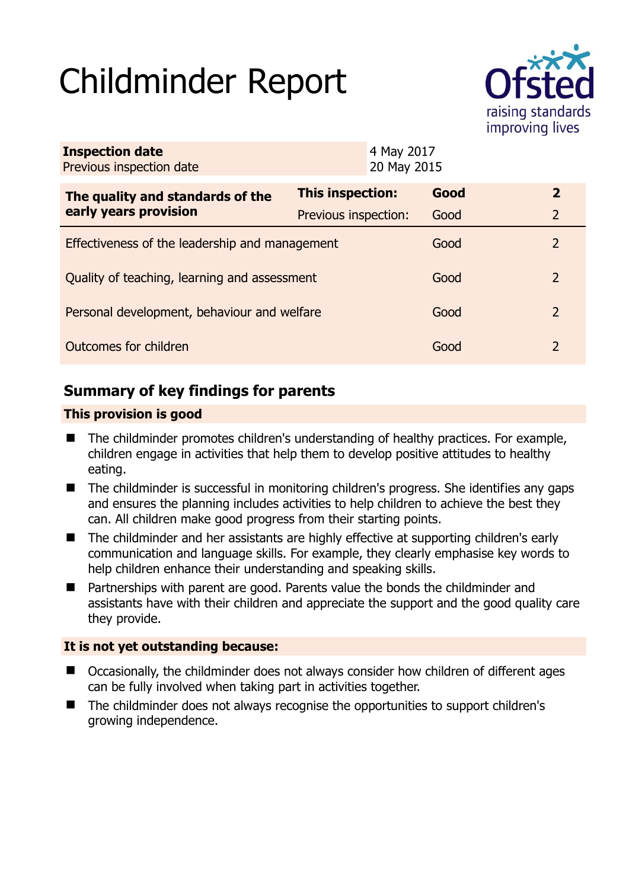# Childminder Report

Ofsted
raising standards
improving lives

| **Inspection date** | 4 May 2017 |
|---|---|
| Previous inspection date | 20 May 2015 |

| **The quality and standards of the early years provision** | **This inspection:** | **Good** | **2** |
|---|---|---|---|
| | Previous inspection: | Good | 2 |
| Effectiveness of the leadership and management | | Good | 2 |
| Quality of teaching, learning and assessment | | Good | 2 |
| Personal development, behaviour and welfare | | Good | 2 |
| Outcomes for children | | Good | 2 |

## Summary of key findings for parents

### This provision is good

- The childminder promotes children's understanding of healthy practices. For example, children engage in activities that help them to develop positive attitudes to healthy eating.
- The childminder is successful in monitoring children's progress. She identifies any gaps and ensures the planning includes activities to help children to achieve the best they can. All children make good progress from their starting points.
- The childminder and her assistants are highly effective at supporting children's early communication and language skills. For example, they clearly emphasise key words to help children enhance their understanding and speaking skills.
- Partnerships with parent are good. Parents value the bonds the childminder and assistants have with their children and appreciate the support and the good quality care they provide.

### It is not yet outstanding because:

- Occasionally, the childminder does not always consider how children of different ages can be fully involved when taking part in activities together.
- The childminder does not always recognise the opportunities to support children's growing independence.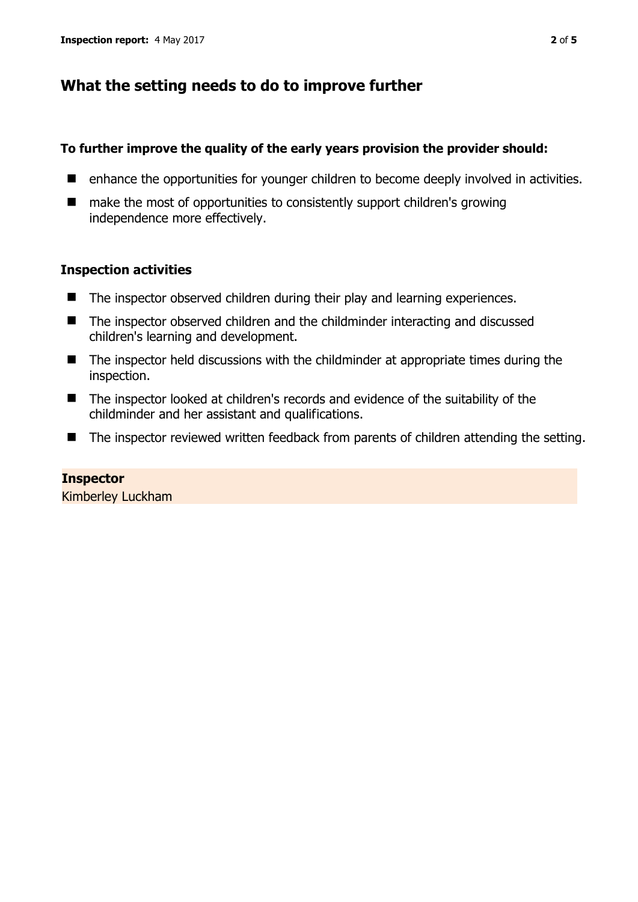## What the setting needs to do to improve further

**To further improve the quality of the early years provision the provider should:**

- enhance the opportunities for younger children to become deeply involved in activities.
- make the most of opportunities to consistently support children's growing independence more effectively.

### Inspection activities

- The inspector observed children during their play and learning experiences.
- The inspector observed children and the childminder interacting and discussed children's learning and development.
- The inspector held discussions with the childminder at appropriate times during the inspection.
- The inspector looked at children's records and evidence of the suitability of the childminder and her assistant and qualifications.
- The inspector reviewed written feedback from parents of children attending the setting.

**Inspector**
Kimberley Luckham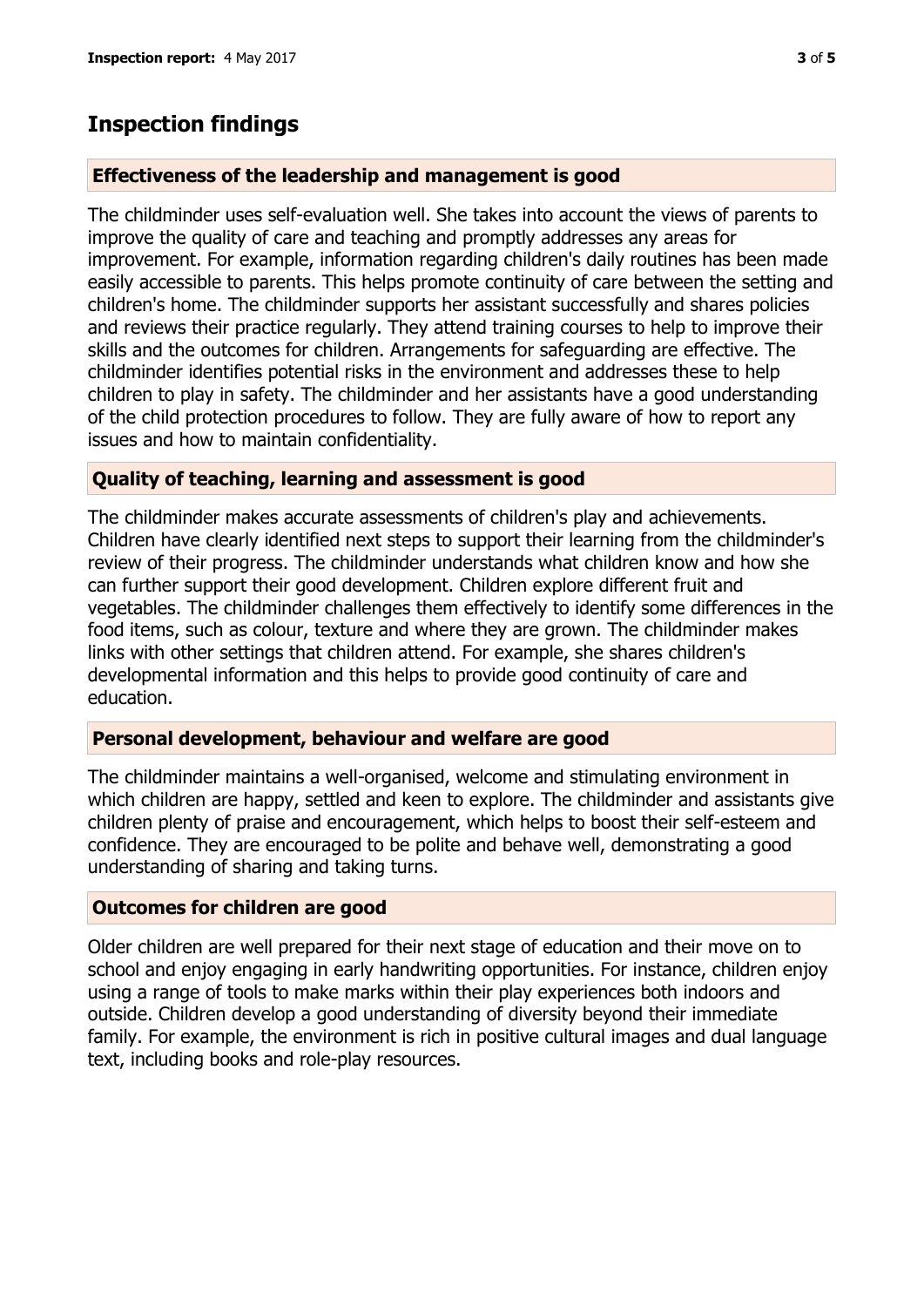## Inspection findings

### Effectiveness of the leadership and management is good

The childminder uses self-evaluation well. She takes into account the views of parents to improve the quality of care and teaching and promptly addresses any areas for improvement. For example, information regarding children's daily routines has been made easily accessible to parents. This helps promote continuity of care between the setting and children's home. The childminder supports her assistant successfully and shares policies and reviews their practice regularly. They attend training courses to help to improve their skills and the outcomes for children. Arrangements for safeguarding are effective. The childminder identifies potential risks in the environment and addresses these to help children to play in safety. The childminder and her assistants have a good understanding of the child protection procedures to follow. They are fully aware of how to report any issues and how to maintain confidentiality.

### Quality of teaching, learning and assessment is good

The childminder makes accurate assessments of children's play and achievements. Children have clearly identified next steps to support their learning from the childminder's review of their progress. The childminder understands what children know and how she can further support their good development. Children explore different fruit and vegetables. The childminder challenges them effectively to identify some differences in the food items, such as colour, texture and where they are grown. The childminder makes links with other settings that children attend. For example, she shares children's developmental information and this helps to provide good continuity of care and education.

### Personal development, behaviour and welfare are good

The childminder maintains a well-organised, welcome and stimulating environment in which children are happy, settled and keen to explore. The childminder and assistants give children plenty of praise and encouragement, which helps to boost their self-esteem and confidence. They are encouraged to be polite and behave well, demonstrating a good understanding of sharing and taking turns.

### Outcomes for children are good

Older children are well prepared for their next stage of education and their move on to school and enjoy engaging in early handwriting opportunities. For instance, children enjoy using a range of tools to make marks within their play experiences both indoors and outside. Children develop a good understanding of diversity beyond their immediate family. For example, the environment is rich in positive cultural images and dual language text, including books and role-play resources.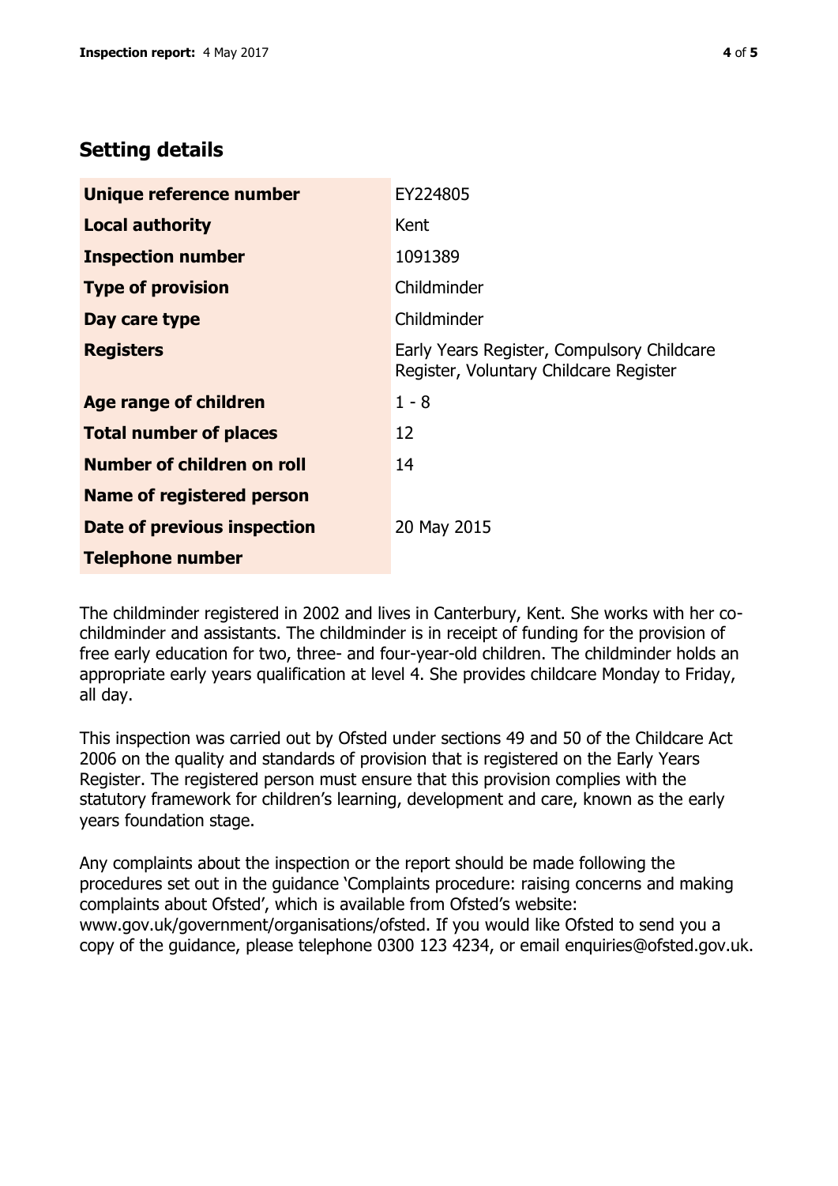## Setting details

| | |
|---|---|
| **Unique reference number** | EY224805 |
| **Local authority** | Kent |
| **Inspection number** | 1091389 |
| **Type of provision** | Childminder |
| **Day care type** | Childminder |
| **Registers** | Early Years Register, Compulsory Childcare Register, Voluntary Childcare Register |
| **Age range of children** | 1 - 8 |
| **Total number of places** | 12 |
| **Number of children on roll** | 14 |
| **Name of registered person** | |
| **Date of previous inspection** | 20 May 2015 |
| **Telephone number** | |

The childminder registered in 2002 and lives in Canterbury, Kent. She works with her co-childminder and assistants. The childminder is in receipt of funding for the provision of free early education for two, three- and four-year-old children. The childminder holds an appropriate early years qualification at level 4. She provides childcare Monday to Friday, all day.

This inspection was carried out by Ofsted under sections 49 and 50 of the Childcare Act 2006 on the quality and standards of provision that is registered on the Early Years Register. The registered person must ensure that this provision complies with the statutory framework for children's learning, development and care, known as the early years foundation stage.

Any complaints about the inspection or the report should be made following the procedures set out in the guidance 'Complaints procedure: raising concerns and making complaints about Ofsted', which is available from Ofsted's website: www.gov.uk/government/organisations/ofsted. If you would like Ofsted to send you a copy of the guidance, please telephone 0300 123 4234, or email enquiries@ofsted.gov.uk.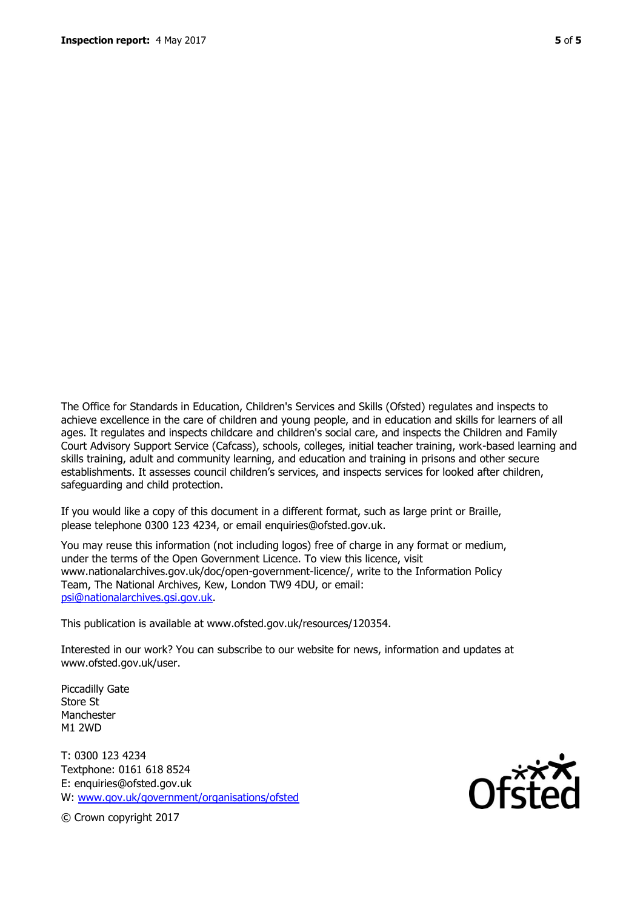The Office for Standards in Education, Children's Services and Skills (Ofsted) regulates and inspects to achieve excellence in the care of children and young people, and in education and skills for learners of all ages. It regulates and inspects childcare and children's social care, and inspects the Children and Family Court Advisory Support Service (Cafcass), schools, colleges, initial teacher training, work-based learning and skills training, adult and community learning, and education and training in prisons and other secure establishments. It assesses council children's services, and inspects services for looked after children, safeguarding and child protection.

If you would like a copy of this document in a different format, such as large print or Braille, please telephone 0300 123 4234, or email enquiries@ofsted.gov.uk.

You may reuse this information (not including logos) free of charge in any format or medium, under the terms of the Open Government Licence. To view this licence, visit www.nationalarchives.gov.uk/doc/open-government-licence/, write to the Information Policy Team, The National Archives, Kew, London TW9 4DU, or email: psi@nationalarchives.gsi.gov.uk.

This publication is available at www.ofsted.gov.uk/resources/120354.

Interested in our work? You can subscribe to our website for news, information and updates at www.ofsted.gov.uk/user.

Piccadilly Gate
Store St
Manchester
M1 2WD

T: 0300 123 4234
Textphone: 0161 618 8524
E: enquiries@ofsted.gov.uk
W: www.gov.uk/government/organisations/ofsted

© Crown copyright 2017